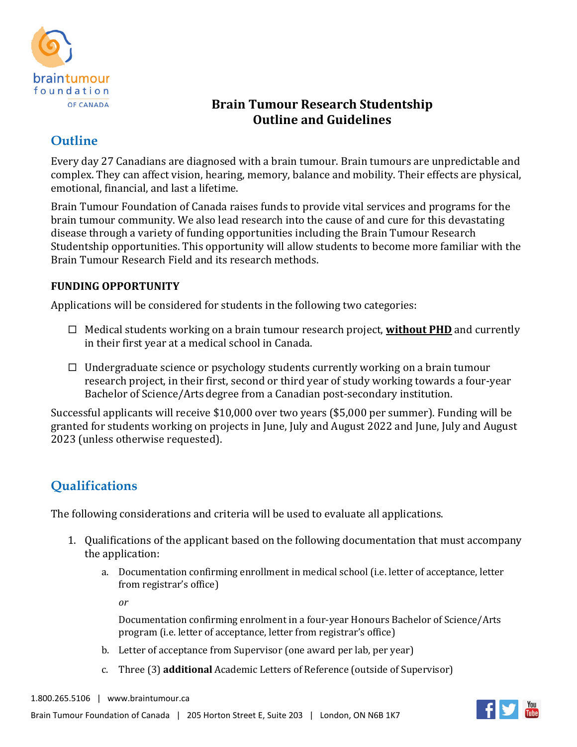# Brain Tumour Research Studentship
# Outline and Guidelines

## Outline

Every day 27 Canadians are diagnosed with a brain tumour. Brain tumours are unpredictable and complex. They can affect vision, hearing, memory, balance and mobility. Their effects are physical, emotional, financial, and last a lifetime.

Brain Tumour Foundation of Canada raises funds to provide vital services and programs for the brain tumour community. We also lead research into the cause of and cure for this devastating disease through a variety of funding opportunities including the Brain Tumour Research Studentship opportunities. This opportunity will allow students to become more familiar with the Brain Tumour Research Field and its research methods.

### FUNDING OPPORTUNITY

Applications will be considered for students in the following two categories:

- ☐ Medical students working on a brain tumour research project, **without PHD** and currently in their first year at a medical school in Canada.
- ☐ Undergraduate science or psychology students currently working on a brain tumour research project, in their first, second or third year of study working towards a four-year Bachelor of Science/Arts degree from a Canadian post-secondary institution.

Successful applicants will receive $10,000 over two years ($5,000 per summer). Funding will be granted for students working on projects in June, July and August 2022 and June, July and August 2023 (unless otherwise requested).

## Qualifications

The following considerations and criteria will be used to evaluate all applications.

1. Qualifications of the applicant based on the following documentation that must accompany the application:
   a. Documentation confirming enrollment in medical school (i.e. letter of acceptance, letter from registrar's office)

      *or*

      Documentation confirming enrolment in a four-year Honours Bachelor of Science/Arts program (i.e. letter of acceptance, letter from registrar's office)
   b. Letter of acceptance from Supervisor (one award per lab, per year)
   c. Three (3) **additional** Academic Letters of Reference (outside of Supervisor)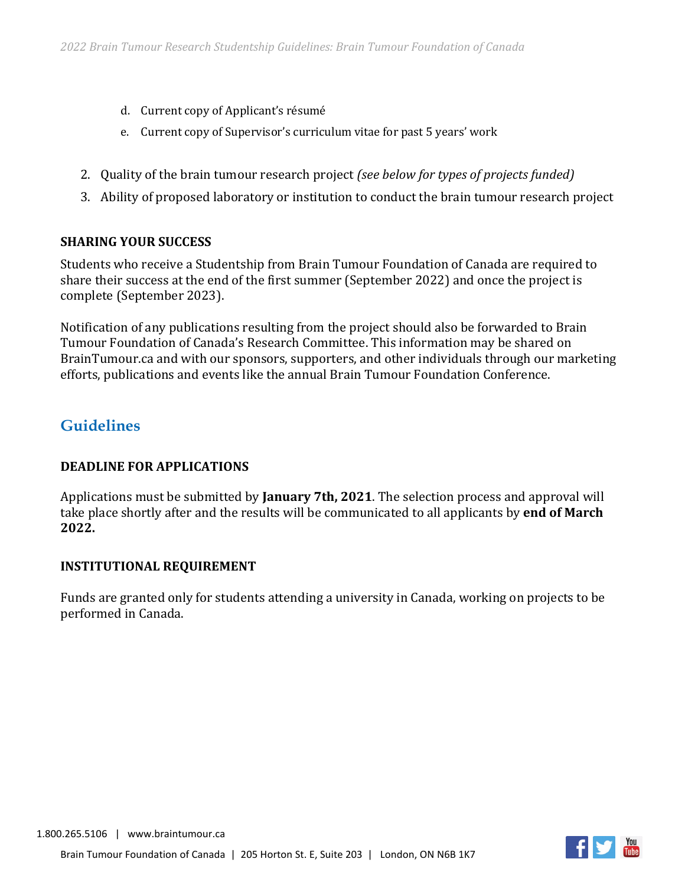d. Current copy of Applicant's résumé
   e. Current copy of Supervisor's curriculum vitae for past 5 years' work

2. Quality of the brain tumour research project *(see below for types of projects funded)*
3. Ability of proposed laboratory or institution to conduct the brain tumour research project

**SHARING YOUR SUCCESS**

Students who receive a Studentship from Brain Tumour Foundation of Canada are required to share their success at the end of the first summer (September 2022) and once the project is complete (September 2023).

Notification of any publications resulting from the project should also be forwarded to Brain Tumour Foundation of Canada's Research Committee. This information may be shared on BrainTumour.ca and with our sponsors, supporters, and other individuals through our marketing efforts, publications and events like the annual Brain Tumour Foundation Conference.

## Guidelines

**DEADLINE FOR APPLICATIONS**

Applications must be submitted by **January 7th, 2021**. The selection process and approval will take place shortly after and the results will be communicated to all applicants by **end of March 2022.**

**INSTITUTIONAL REQUIREMENT**

Funds are granted only for students attending a university in Canada, working on projects to be performed in Canada.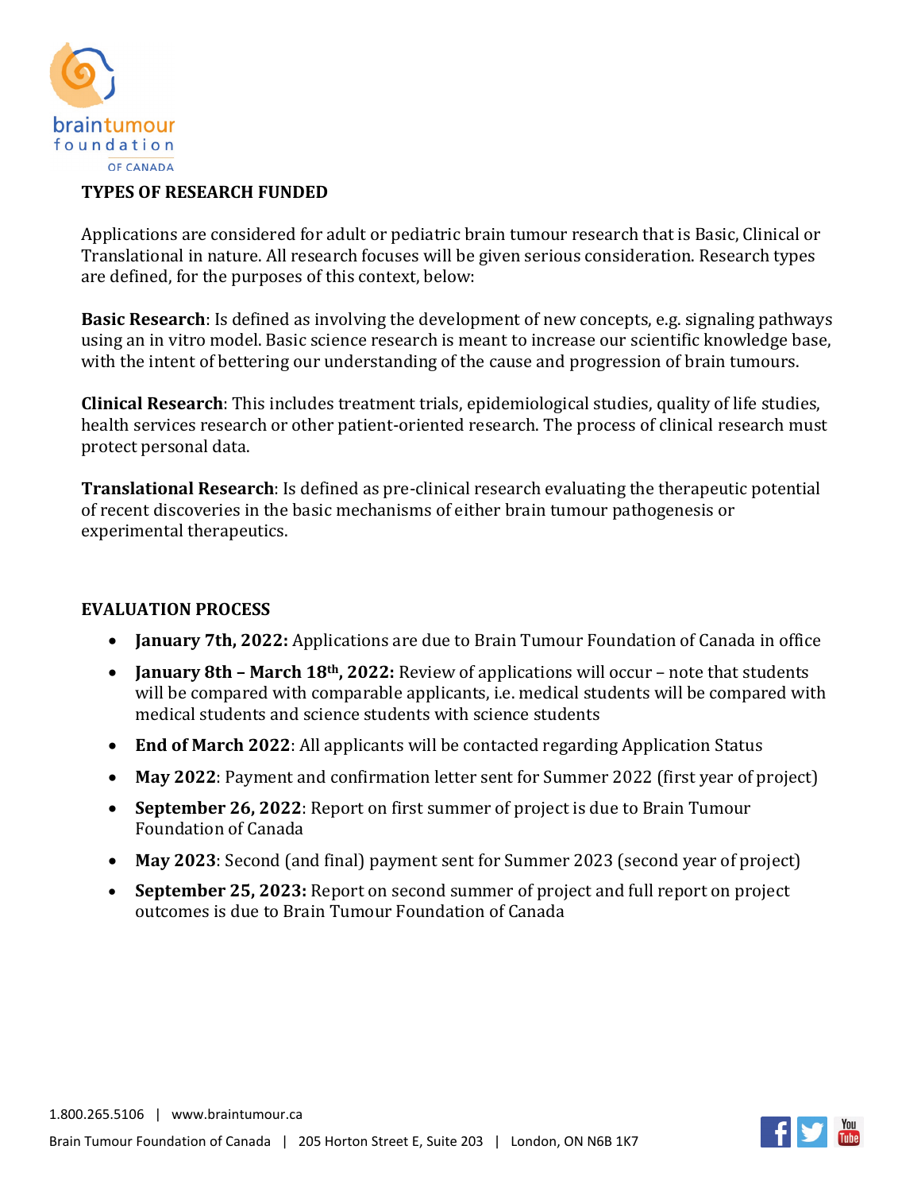## TYPES OF RESEARCH FUNDED

Applications are considered for adult or pediatric brain tumour research that is Basic, Clinical or Translational in nature. All research focuses will be given serious consideration. Research types are defined, for the purposes of this context, below:

**Basic Research**: Is defined as involving the development of new concepts, e.g. signaling pathways using an in vitro model. Basic science research is meant to increase our scientific knowledge base, with the intent of bettering our understanding of the cause and progression of brain tumours.

**Clinical Research**: This includes treatment trials, epidemiological studies, quality of life studies, health services research or other patient-oriented research. The process of clinical research must protect personal data.

**Translational Research**: Is defined as pre-clinical research evaluating the therapeutic potential of recent discoveries in the basic mechanisms of either brain tumour pathogenesis or experimental therapeutics.

## EVALUATION PROCESS

- **January 7th, 2022:** Applications are due to Brain Tumour Foundation of Canada in office
- **January 8th – March 18th, 2022:** Review of applications will occur – note that students will be compared with comparable applicants, i.e. medical students will be compared with medical students and science students with science students
- **End of March 2022**: All applicants will be contacted regarding Application Status
- **May 2022**: Payment and confirmation letter sent for Summer 2022 (first year of project)
- **September 26, 2022**: Report on first summer of project is due to Brain Tumour Foundation of Canada
- **May 2023**: Second (and final) payment sent for Summer 2023 (second year of project)
- **September 25, 2023:** Report on second summer of project and full report on project outcomes is due to Brain Tumour Foundation of Canada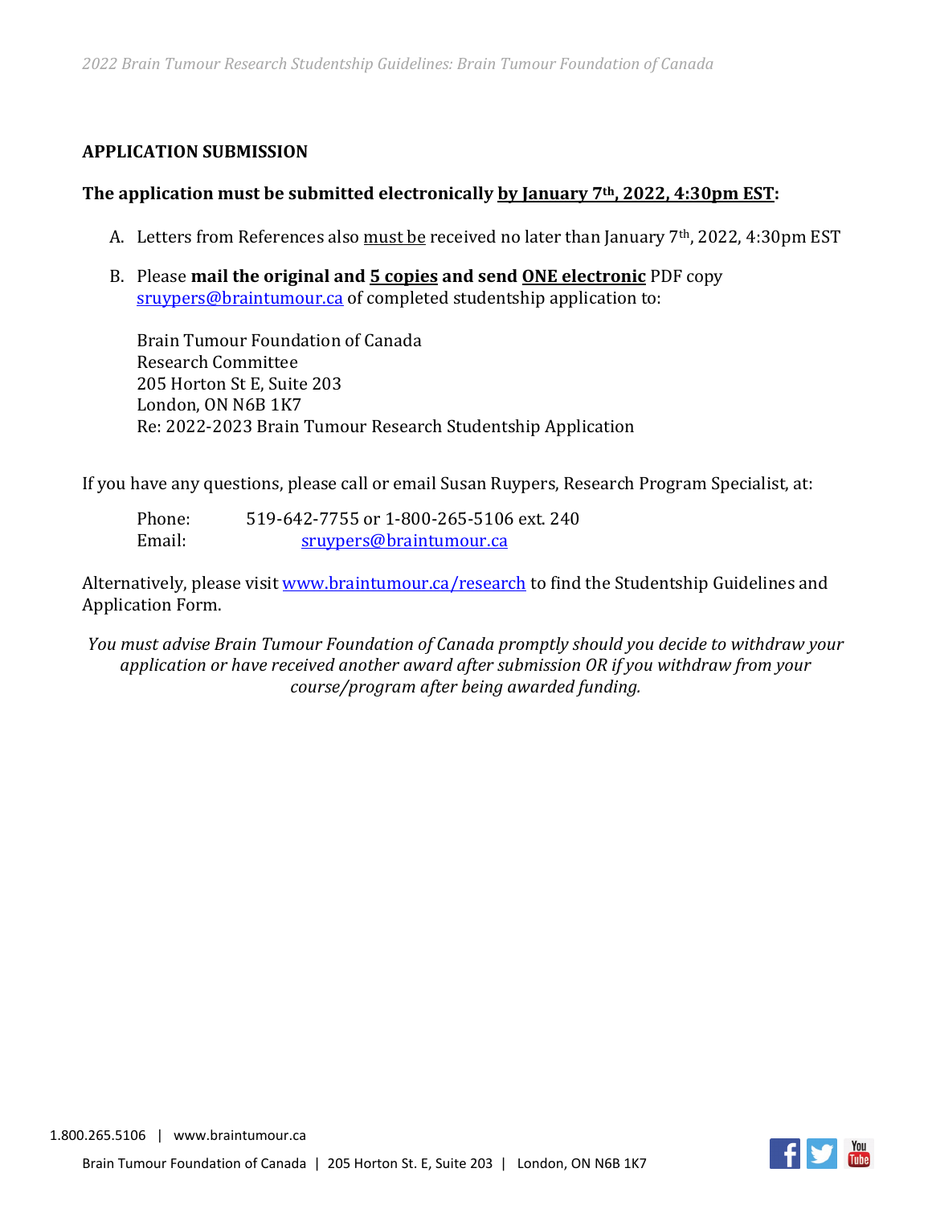## APPLICATION SUBMISSION

**The application must be submitted electronically by January 7th, 2022, 4:30pm EST:**

A. Letters from References also must be received no later than January 7th, 2022, 4:30pm EST

B. Please **mail the original and 5 copies and send ONE electronic** PDF copy sruypers@braintumour.ca of completed studentship application to:

   Brain Tumour Foundation of Canada
   Research Committee
   205 Horton St E, Suite 203
   London, ON N6B 1K7
   Re: 2022-2023 Brain Tumour Research Studentship Application

If you have any questions, please call or email Susan Ruypers, Research Program Specialist, at:

Phone: 519-642-7755 or 1-800-265-5106 ext. 240
Email: sruypers@braintumour.ca

Alternatively, please visit www.braintumour.ca/research to find the Studentship Guidelines and Application Form.

*You must advise Brain Tumour Foundation of Canada promptly should you decide to withdraw your application or have received another award after submission OR if you withdraw from your course/program after being awarded funding.*